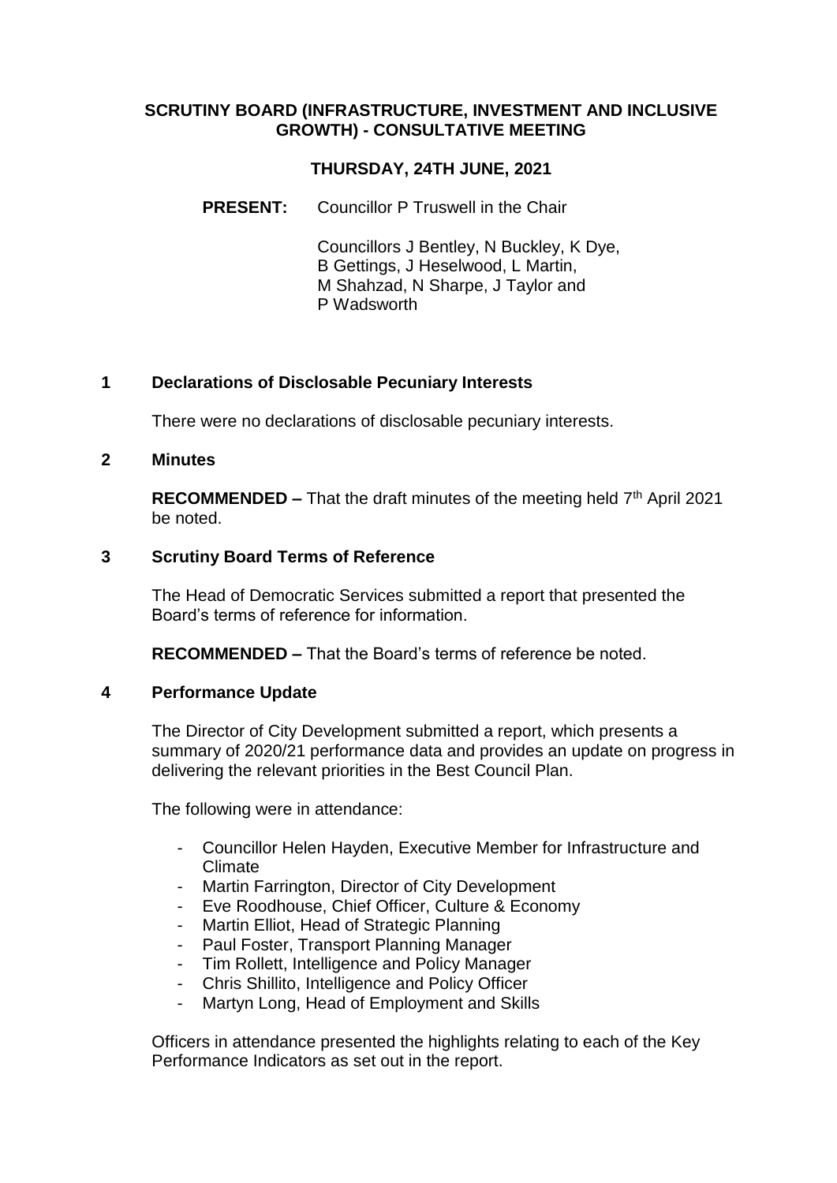# SCRUTINY BOARD (INFRASTRUCTURE, INVESTMENT AND INCLUSIVE GROWTH) - CONSULTATIVE MEETING

## THURSDAY, 24TH JUNE, 2021

**PRESENT:** Councillor P Truswell in the Chair

Councillors J Bentley, N Buckley, K Dye, B Gettings, J Heselwood, L Martin, M Shahzad, N Sharpe, J Taylor and P Wadsworth

### 1 Declarations of Disclosable Pecuniary Interests

There were no declarations of disclosable pecuniary interests.

### 2 Minutes

**RECOMMENDED –** That the draft minutes of the meeting held 7th April 2021 be noted.

### 3 Scrutiny Board Terms of Reference

The Head of Democratic Services submitted a report that presented the Board's terms of reference for information.

**RECOMMENDED –** That the Board's terms of reference be noted.

### 4 Performance Update

The Director of City Development submitted a report, which presents a summary of 2020/21 performance data and provides an update on progress in delivering the relevant priorities in the Best Council Plan.

The following were in attendance:

- Councillor Helen Hayden, Executive Member for Infrastructure and Climate
- Martin Farrington, Director of City Development
- Eve Roodhouse, Chief Officer, Culture & Economy
- Martin Elliot, Head of Strategic Planning
- Paul Foster, Transport Planning Manager
- Tim Rollett, Intelligence and Policy Manager
- Chris Shillito, Intelligence and Policy Officer
- Martyn Long, Head of Employment and Skills

Officers in attendance presented the highlights relating to each of the Key Performance Indicators as set out in the report.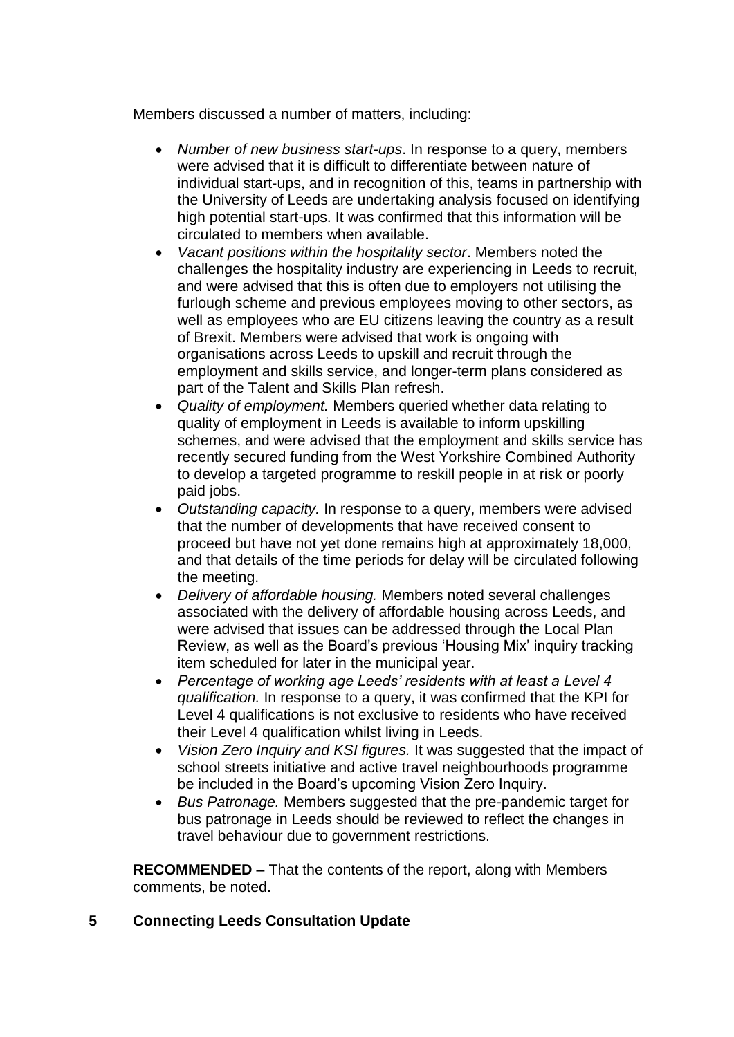Members discussed a number of matters, including:

- *Number of new business start-ups*. In response to a query, members were advised that it is difficult to differentiate between nature of individual start-ups, and in recognition of this, teams in partnership with the University of Leeds are undertaking analysis focused on identifying high potential start-ups. It was confirmed that this information will be circulated to members when available.
- *Vacant positions within the hospitality sector*. Members noted the challenges the hospitality industry are experiencing in Leeds to recruit, and were advised that this is often due to employers not utilising the furlough scheme and previous employees moving to other sectors, as well as employees who are EU citizens leaving the country as a result of Brexit. Members were advised that work is ongoing with organisations across Leeds to upskill and recruit through the employment and skills service, and longer-term plans considered as part of the Talent and Skills Plan refresh.
- *Quality of employment.* Members queried whether data relating to quality of employment in Leeds is available to inform upskilling schemes, and were advised that the employment and skills service has recently secured funding from the West Yorkshire Combined Authority to develop a targeted programme to reskill people in at risk or poorly paid jobs.
- *Outstanding capacity.* In response to a query, members were advised that the number of developments that have received consent to proceed but have not yet done remains high at approximately 18,000, and that details of the time periods for delay will be circulated following the meeting.
- *Delivery of affordable housing.* Members noted several challenges associated with the delivery of affordable housing across Leeds, and were advised that issues can be addressed through the Local Plan Review, as well as the Board's previous 'Housing Mix' inquiry tracking item scheduled for later in the municipal year.
- *Percentage of working age Leeds' residents with at least a Level 4 qualification.* In response to a query, it was confirmed that the KPI for Level 4 qualifications is not exclusive to residents who have received their Level 4 qualification whilst living in Leeds.
- *Vision Zero Inquiry and KSI figures.* It was suggested that the impact of school streets initiative and active travel neighbourhoods programme be included in the Board's upcoming Vision Zero Inquiry.
- *Bus Patronage.* Members suggested that the pre-pandemic target for bus patronage in Leeds should be reviewed to reflect the changes in travel behaviour due to government restrictions.

**RECOMMENDED –** That the contents of the report, along with Members comments, be noted.

## 5 Connecting Leeds Consultation Update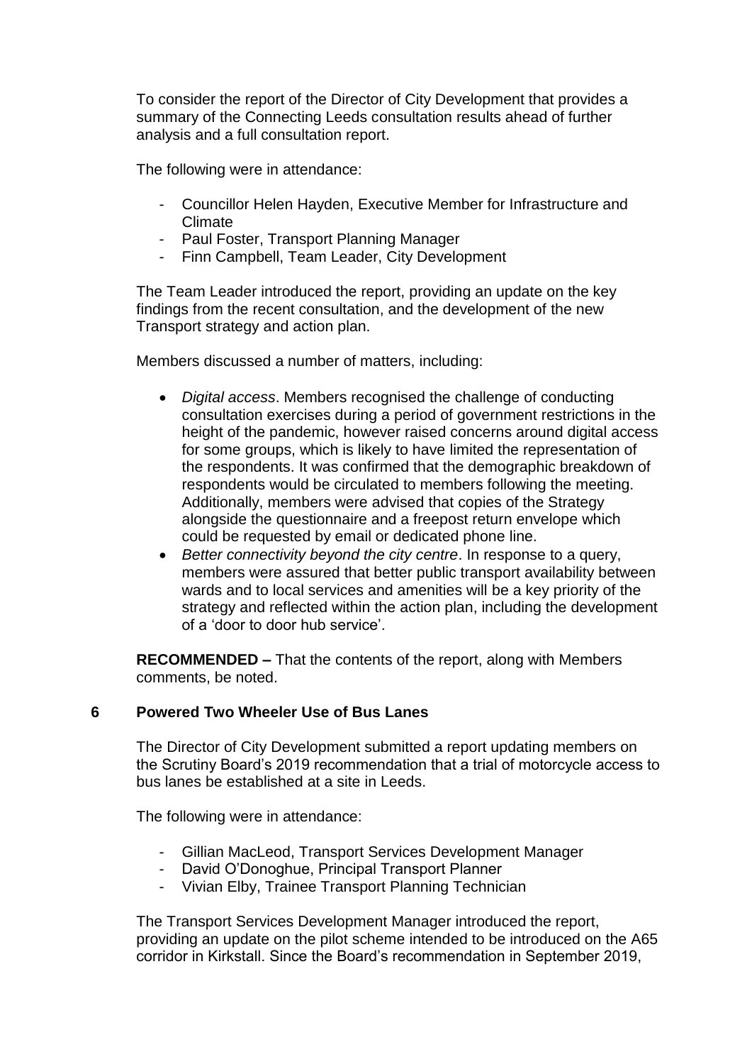To consider the report of the Director of City Development that provides a summary of the Connecting Leeds consultation results ahead of further analysis and a full consultation report.

The following were in attendance:

- Councillor Helen Hayden, Executive Member for Infrastructure and Climate
- Paul Foster, Transport Planning Manager
- Finn Campbell, Team Leader, City Development

The Team Leader introduced the report, providing an update on the key findings from the recent consultation, and the development of the new Transport strategy and action plan.

Members discussed a number of matters, including:

- *Digital access*. Members recognised the challenge of conducting consultation exercises during a period of government restrictions in the height of the pandemic, however raised concerns around digital access for some groups, which is likely to have limited the representation of the respondents. It was confirmed that the demographic breakdown of respondents would be circulated to members following the meeting. Additionally, members were advised that copies of the Strategy alongside the questionnaire and a freepost return envelope which could be requested by email or dedicated phone line.
- *Better connectivity beyond the city centre*. In response to a query, members were assured that better public transport availability between wards and to local services and amenities will be a key priority of the strategy and reflected within the action plan, including the development of a 'door to door hub service'.

**RECOMMENDED –** That the contents of the report, along with Members comments, be noted.

## 6 Powered Two Wheeler Use of Bus Lanes

The Director of City Development submitted a report updating members on the Scrutiny Board's 2019 recommendation that a trial of motorcycle access to bus lanes be established at a site in Leeds.

The following were in attendance:

- Gillian MacLeod, Transport Services Development Manager
- David O'Donoghue, Principal Transport Planner
- Vivian Elby, Trainee Transport Planning Technician

The Transport Services Development Manager introduced the report, providing an update on the pilot scheme intended to be introduced on the A65 corridor in Kirkstall. Since the Board's recommendation in September 2019,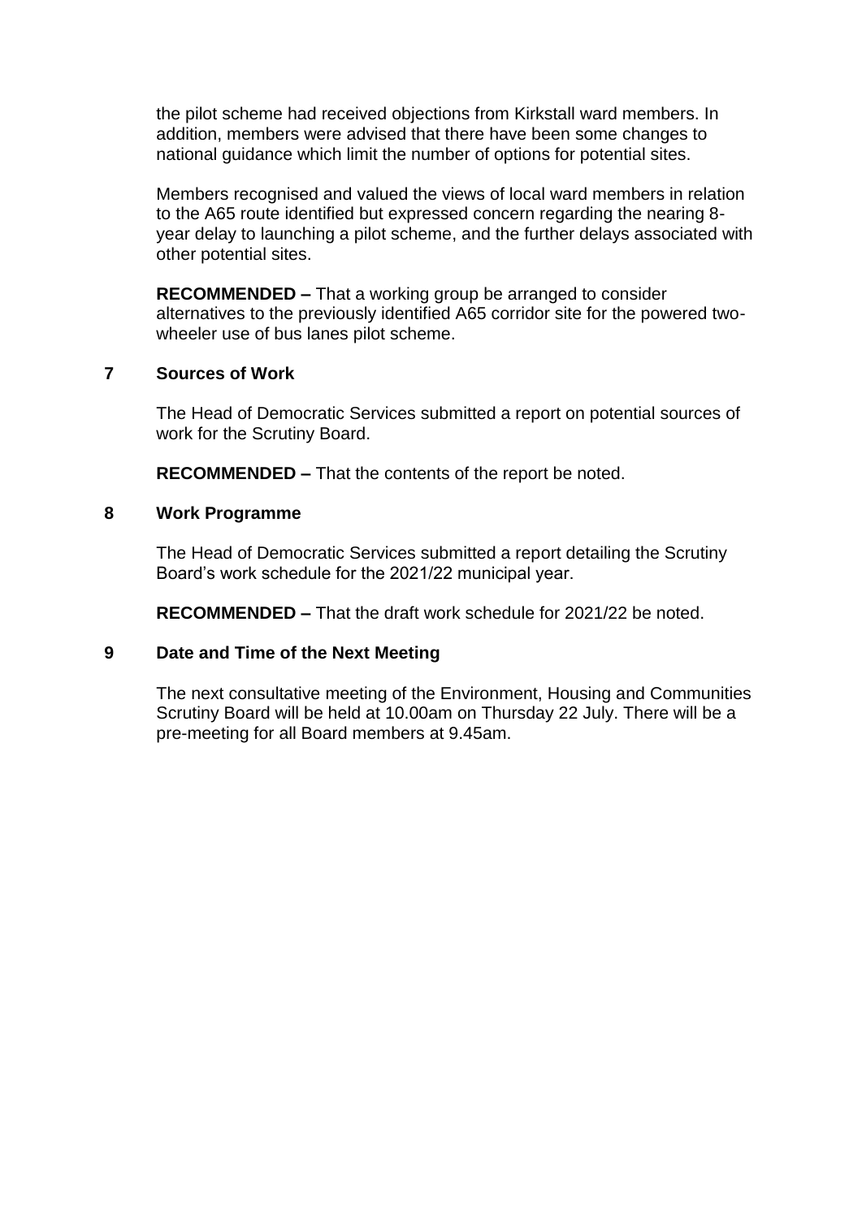the pilot scheme had received objections from Kirkstall ward members. In addition, members were advised that there have been some changes to national guidance which limit the number of options for potential sites.

Members recognised and valued the views of local ward members in relation to the A65 route identified but expressed concern regarding the nearing 8-year delay to launching a pilot scheme, and the further delays associated with other potential sites.

**RECOMMENDED –** That a working group be arranged to consider alternatives to the previously identified A65 corridor site for the powered two-wheeler use of bus lanes pilot scheme.

## 7 Sources of Work

The Head of Democratic Services submitted a report on potential sources of work for the Scrutiny Board.

**RECOMMENDED –** That the contents of the report be noted.

## 8 Work Programme

The Head of Democratic Services submitted a report detailing the Scrutiny Board's work schedule for the 2021/22 municipal year.

**RECOMMENDED –** That the draft work schedule for 2021/22 be noted.

## 9 Date and Time of the Next Meeting

The next consultative meeting of the Environment, Housing and Communities Scrutiny Board will be held at 10.00am on Thursday 22 July. There will be a pre-meeting for all Board members at 9.45am.